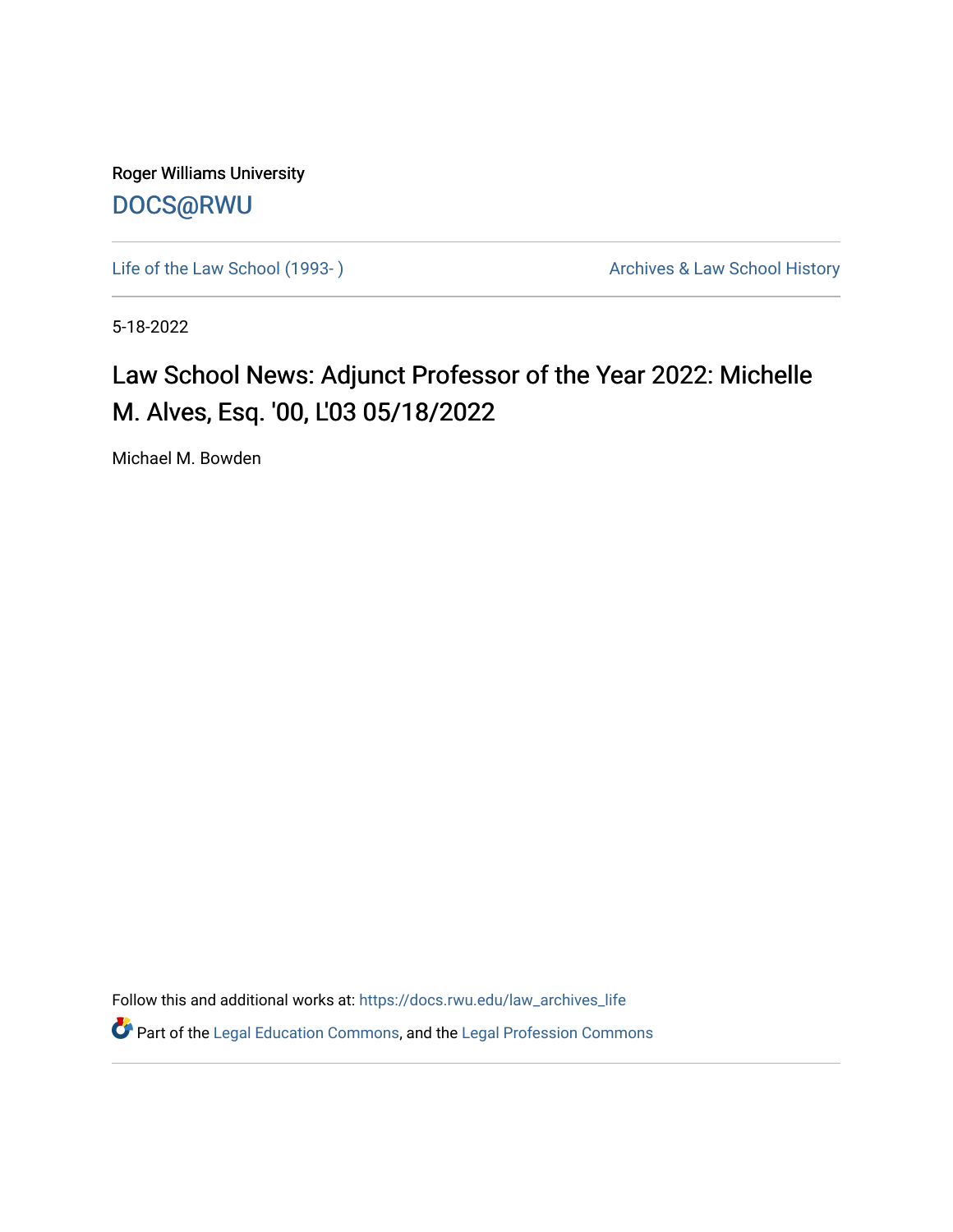Roger Williams University

DOCS@RWU

Life of the Law School (1993- )

Archives & Law School History

5-18-2022

# Law School News: Adjunct Professor of the Year 2022: Michelle M. Alves, Esq. '00, L'03 05/18/2022

Michael M. Bowden

Follow this and additional works at: https://docs.rwu.edu/law_archives_life

Part of the Legal Education Commons, and the Legal Profession Commons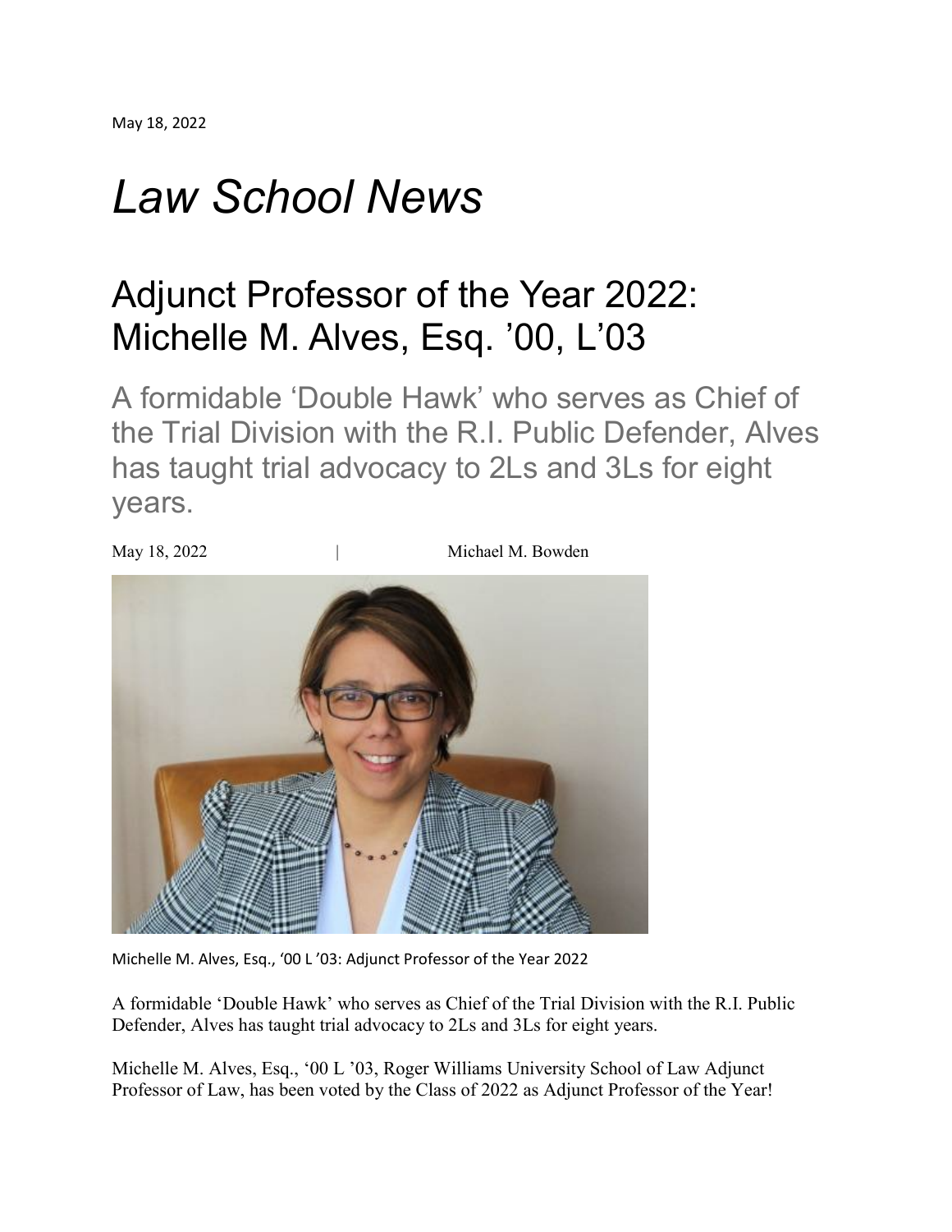May 18, 2022

# *Law School News*

## Adjunct Professor of the Year 2022: Michelle M. Alves, Esq. ’00, L’03

A formidable ‘Double Hawk’ who serves as Chief of the Trial Division with the R.I. Public Defender, Alves has taught trial advocacy to 2Ls and 3Ls for eight years.

May 18, 2022 | Michael M. Bowden

Michelle M. Alves, Esq., ‘00 L ’03: Adjunct Professor of the Year 2022

A formidable ‘Double Hawk’ who serves as Chief of the Trial Division with the R.I. Public Defender, Alves has taught trial advocacy to 2Ls and 3Ls for eight years.

Michelle M. Alves, Esq., ‘00 L ’03, Roger Williams University School of Law Adjunct Professor of Law, has been voted by the Class of 2022 as Adjunct Professor of the Year!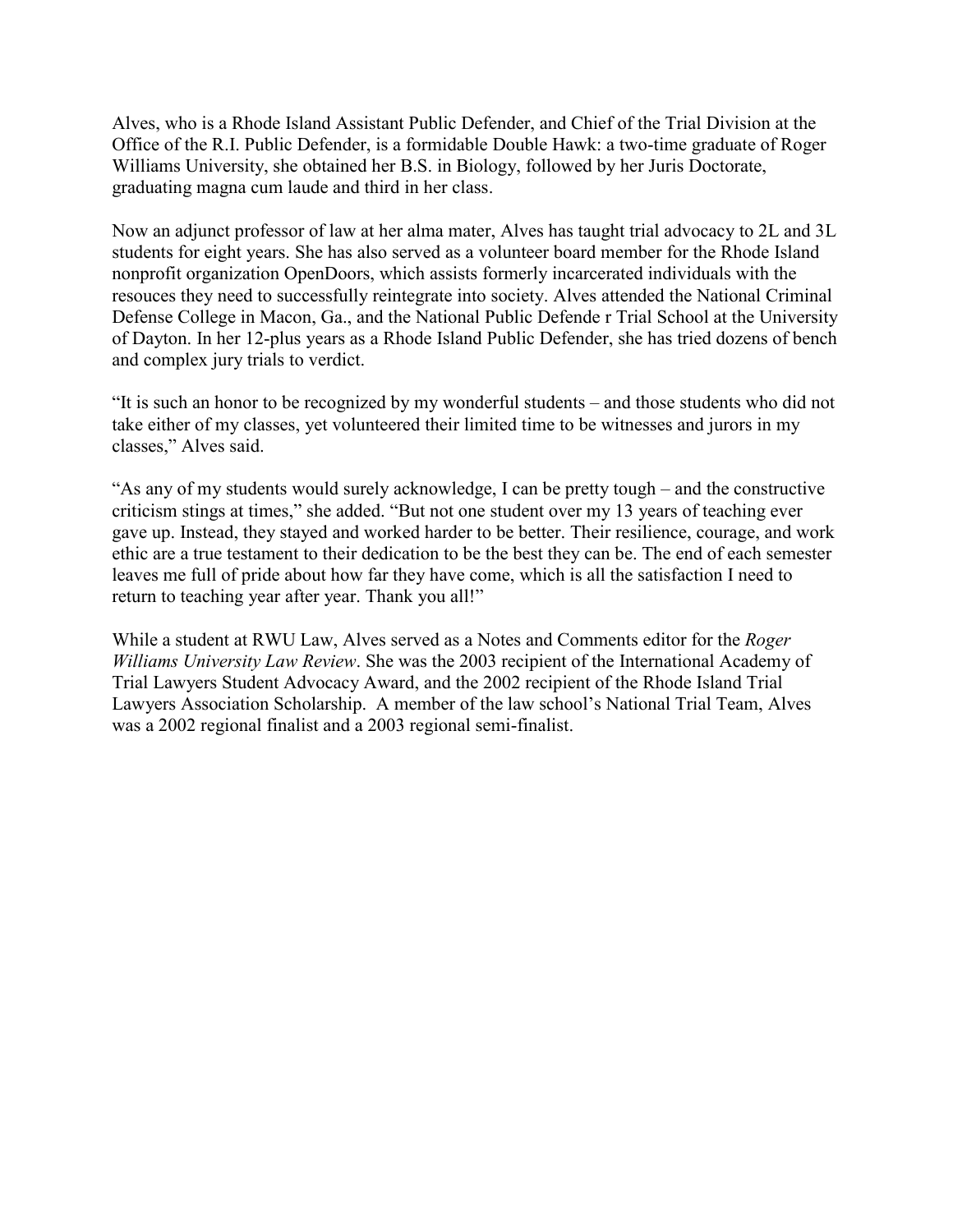Alves, who is a Rhode Island Assistant Public Defender, and Chief of the Trial Division at the Office of the R.I. Public Defender, is a formidable Double Hawk: a two-time graduate of Roger Williams University, she obtained her B.S. in Biology, followed by her Juris Doctorate, graduating magna cum laude and third in her class.

Now an adjunct professor of law at her alma mater, Alves has taught trial advocacy to 2L and 3L students for eight years. She has also served as a volunteer board member for the Rhode Island nonprofit organization OpenDoors, which assists formerly incarcerated individuals with the resouces they need to successfully reintegrate into society. Alves attended the National Criminal Defense College in Macon, Ga., and the National Public Defende r Trial School at the University of Dayton. In her 12-plus years as a Rhode Island Public Defender, she has tried dozens of bench and complex jury trials to verdict.

"It is such an honor to be recognized by my wonderful students – and those students who did not take either of my classes, yet volunteered their limited time to be witnesses and jurors in my classes," Alves said.

"As any of my students would surely acknowledge, I can be pretty tough – and the constructive criticism stings at times," she added. "But not one student over my 13 years of teaching ever gave up. Instead, they stayed and worked harder to be better. Their resilience, courage, and work ethic are a true testament to their dedication to be the best they can be. The end of each semester leaves me full of pride about how far they have come, which is all the satisfaction I need to return to teaching year after year. Thank you all!"

While a student at RWU Law, Alves served as a Notes and Comments editor for the *Roger Williams University Law Review*. She was the 2003 recipient of the International Academy of Trial Lawyers Student Advocacy Award, and the 2002 recipient of the Rhode Island Trial Lawyers Association Scholarship. A member of the law school's National Trial Team, Alves was a 2002 regional finalist and a 2003 regional semi-finalist.